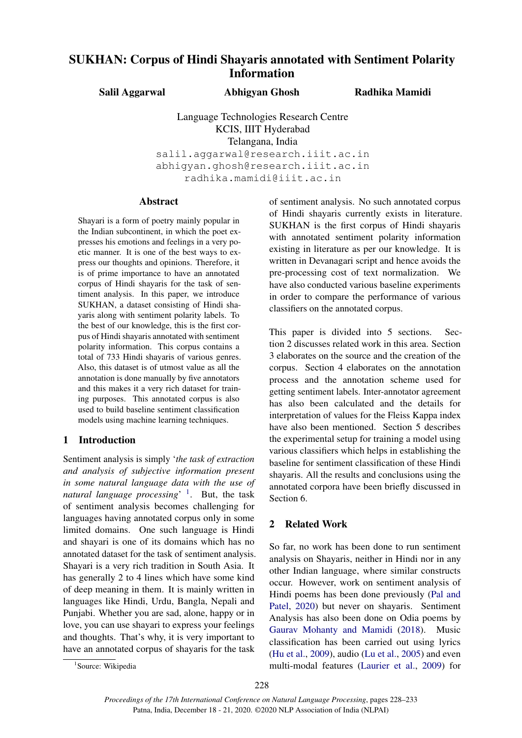# SUKHAN: Corpus of Hindi Shayaris annotated with Sentiment Polarity Information

**Salil Aggarwal** **Abhigyan Ghosh** **Radhika Mamidi**

Language Technologies Research Centre
KCIS, IIIT Hyderabad
Telangana, India
salil.aggarwal@research.iiit.ac.in
abhigyan.ghosh@research.iiit.ac.in
radhika.mamidi@iiit.ac.in

## Abstract

Shayari is a form of poetry mainly popular in the Indian subcontinent, in which the poet expresses his emotions and feelings in a very poetic manner. It is one of the best ways to express our thoughts and opinions. Therefore, it is of prime importance to have an annotated corpus of Hindi shayaris for the task of sentiment analysis. In this paper, we introduce SUKHAN, a dataset consisting of Hindi shayaris along with sentiment polarity labels. To the best of our knowledge, this is the first corpus of Hindi shayaris annotated with sentiment polarity information. This corpus contains a total of 733 Hindi shayaris of various genres. Also, this dataset is of utmost value as all the annotation is done manually by five annotators and this makes it a very rich dataset for training purposes. This annotated corpus is also used to build baseline sentiment classification models using machine learning techniques.

## 1 Introduction

Sentiment analysis is simply '*the task of extraction and analysis of subjective information present in some natural language data with the use of natural language processing*' [1]. But, the task of sentiment analysis becomes challenging for languages having annotated corpus only in some limited domains. One such language is Hindi and shayari is one of its domains which has no annotated dataset for the task of sentiment analysis. Shayari is a very rich tradition in South Asia. It has generally 2 to 4 lines which have some kind of deep meaning in them. It is mainly written in languages like Hindi, Urdu, Bangla, Nepali and Punjabi. Whether you are sad, alone, happy or in love, you can use shayari to express your feelings and thoughts. That's why, it is very important to have an annotated corpus of shayaris for the task of sentiment analysis. No such annotated corpus of Hindi shayaris currently exists in literature. SUKHAN is the first corpus of Hindi shayaris with annotated sentiment polarity information existing in literature as per our knowledge. It is written in Devanagari script and hence avoids the pre-processing cost of text normalization. We have also conducted various baseline experiments in order to compare the performance of various classifiers on the annotated corpus.

This paper is divided into 5 sections. Section 2 discusses related work in this area. Section 3 elaborates on the source and the creation of the corpus. Section 4 elaborates on the annotation process and the annotation scheme used for getting sentiment labels. Inter-annotator agreement has also been calculated and the details for interpretation of values for the Fleiss Kappa index have also been mentioned. Section 5 describes the experimental setup for training a model using various classifiers which helps in establishing the baseline for sentiment classification of these Hindi shayaris. All the results and conclusions using the annotated corpora have been briefly discussed in Section 6.

## 2 Related Work

So far, no work has been done to run sentiment analysis on Shayaris, neither in Hindi nor in any other Indian language, where similar constructs occur. However, work on sentiment analysis of Hindi poems has been done previously (Pal and Patel, 2020) but never on shayaris. Sentiment Analysis has also been done on Odia poems by Gaurav Mohanty and Mamidi (2018). Music classification has been carried out using lyrics (Hu et al., 2009), audio (Lu et al., 2005) and even multi-modal features (Laurier et al., 2009) for

[1] Source: Wikipedia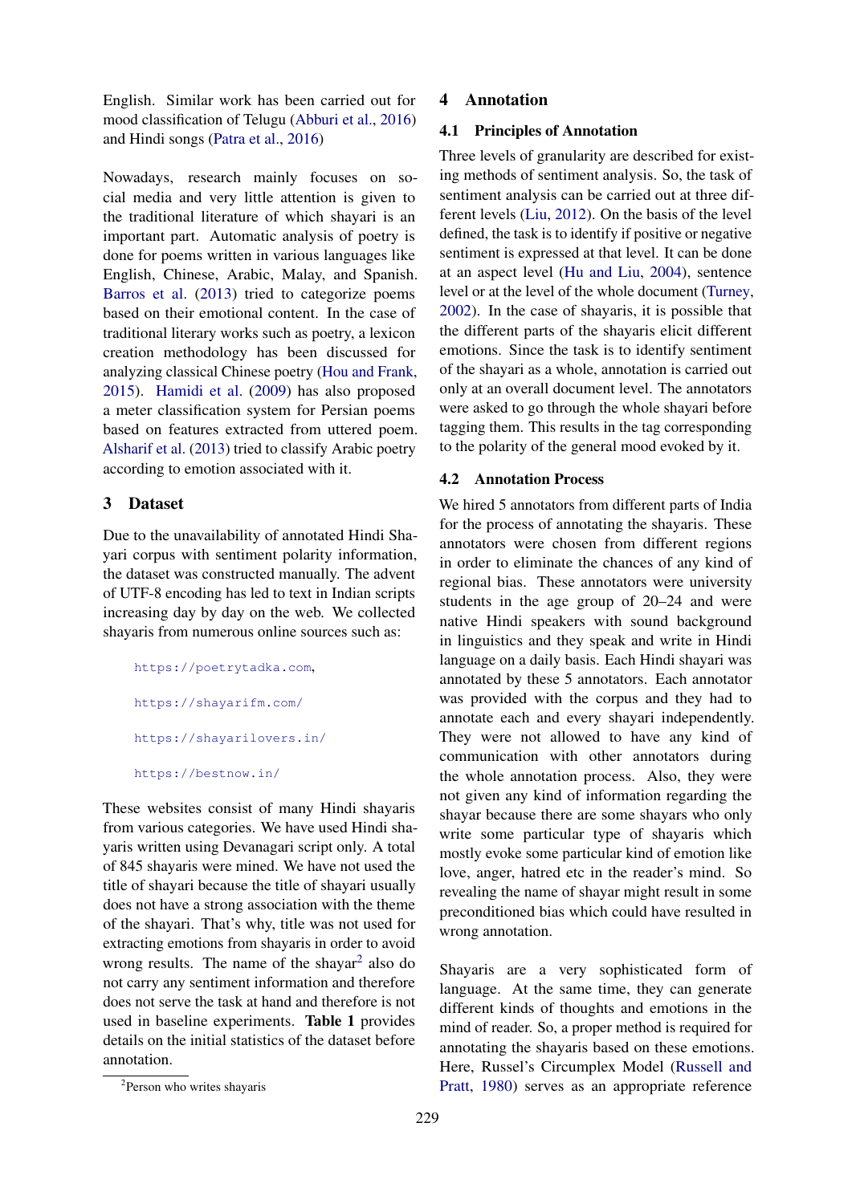English. Similar work has been carried out for mood classification of Telugu (Abburi et al., 2016) and Hindi songs (Patra et al., 2016)

Nowadays, research mainly focuses on social media and very little attention is given to the traditional literature of which shayari is an important part. Automatic analysis of poetry is done for poems written in various languages like English, Chinese, Arabic, Malay, and Spanish. Barros et al. (2013) tried to categorize poems based on their emotional content. In the case of traditional literary works such as poetry, a lexicon creation methodology has been discussed for analyzing classical Chinese poetry (Hou and Frank, 2015). Hamidi et al. (2009) has also proposed a meter classification system for Persian poems based on features extracted from uttered poem. Alsharif et al. (2013) tried to classify Arabic poetry according to emotion associated with it.

## 3 Dataset

Due to the unavailability of annotated Hindi Shayari corpus with sentiment polarity information, the dataset was constructed manually. The advent of UTF-8 encoding has led to text in Indian scripts increasing day by day on the web. We collected shayaris from numerous online sources such as:

https://poetrytadka.com,

https://shayarifm.com/

https://shayarilovers.in/

https://bestnow.in/

These websites consist of many Hindi shayaris from various categories. We have used Hindi shayaris written using Devanagari script only. A total of 845 shayaris were mined. We have not used the title of shayari because the title of shayari usually does not have a strong association with the theme of the shayari. That's why, title was not used for extracting emotions from shayaris in order to avoid wrong results. The name of the shayar[2] also do not carry any sentiment information and therefore does not serve the task at hand and therefore is not used in baseline experiments. **Table 1** provides details on the initial statistics of the dataset before annotation.

[2] Person who writes shayaris

## 4 Annotation

### 4.1 Principles of Annotation

Three levels of granularity are described for existing methods of sentiment analysis. So, the task of sentiment analysis can be carried out at three different levels (Liu, 2012). On the basis of the level defined, the task is to identify if positive or negative sentiment is expressed at that level. It can be done at an aspect level (Hu and Liu, 2004), sentence level or at the level of the whole document (Turney, 2002). In the case of shayaris, it is possible that the different parts of the shayaris elicit different emotions. Since the task is to identify sentiment of the shayari as a whole, annotation is carried out only at an overall document level. The annotators were asked to go through the whole shayari before tagging them. This results in the tag corresponding to the polarity of the general mood evoked by it.

### 4.2 Annotation Process

We hired 5 annotators from different parts of India for the process of annotating the shayaris. These annotators were chosen from different regions in order to eliminate the chances of any kind of regional bias. These annotators were university students in the age group of 20–24 and were native Hindi speakers with sound background in linguistics and they speak and write in Hindi language on a daily basis. Each Hindi shayari was annotated by these 5 annotators. Each annotator was provided with the corpus and they had to annotate each and every shayari independently. They were not allowed to have any kind of communication with other annotators during the whole annotation process. Also, they were not given any kind of information regarding the shayar because there are some shayars who only write some particular type of shayaris which mostly evoke some particular kind of emotion like love, anger, hatred etc in the reader's mind. So revealing the name of shayar might result in some preconditioned bias which could have resulted in wrong annotation.

Shayaris are a very sophisticated form of language. At the same time, they can generate different kinds of thoughts and emotions in the mind of reader. So, a proper method is required for annotating the shayaris based on these emotions. Here, Russel's Circumplex Model (Russell and Pratt, 1980) serves as an appropriate reference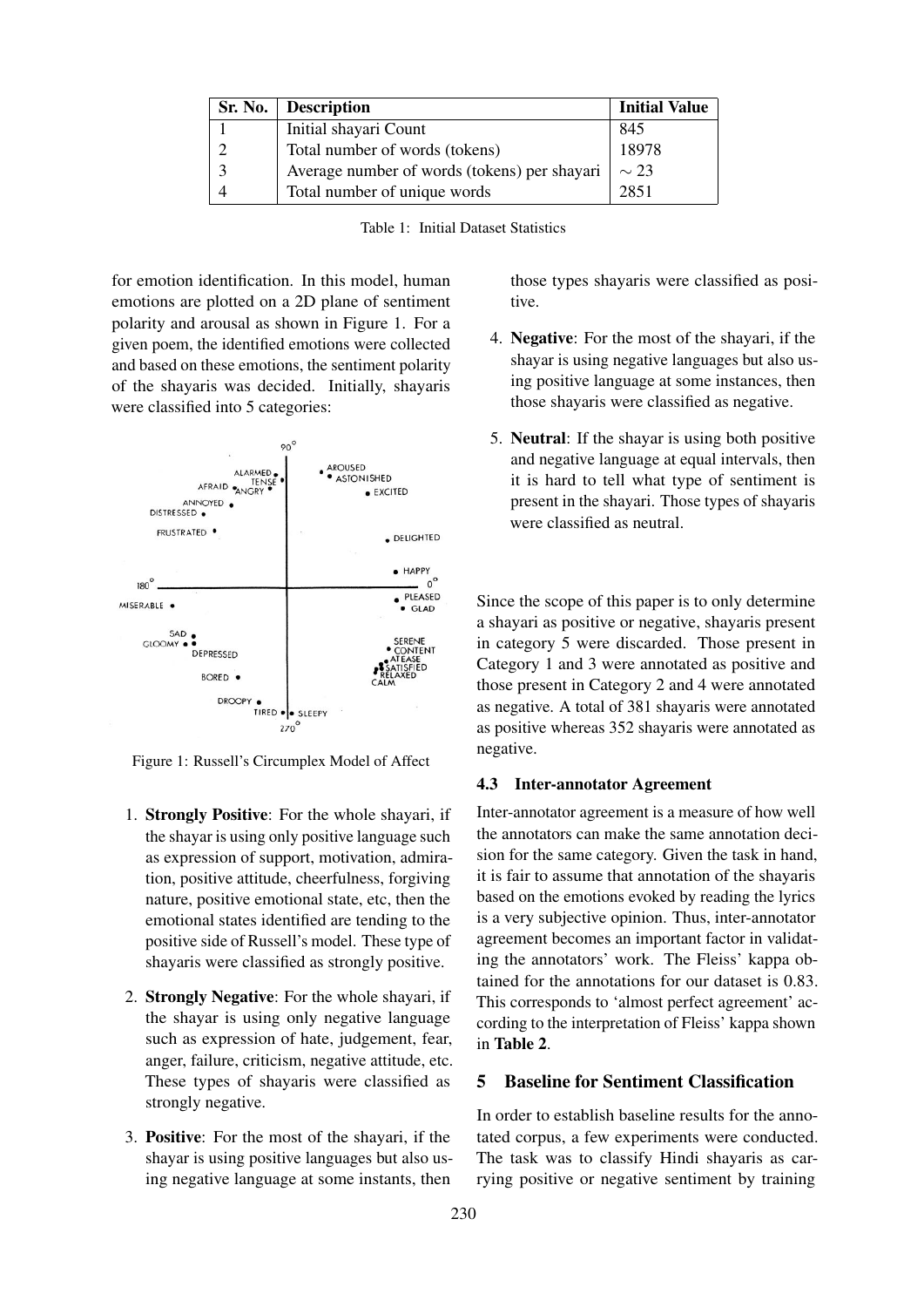| Sr. No. | Description | Initial Value |
|---|---|---|
| 1 | Initial shayari Count | 845 |
| 2 | Total number of words (tokens) | 18978 |
| 3 | Average number of words (tokens) per shayari | $\sim 23$ |
| 4 | Total number of unique words | 2851 |

Table 1: Initial Dataset Statistics

for emotion identification. In this model, human emotions are plotted on a 2D plane of sentiment polarity and arousal as shown in Figure 1. For a given poem, the identified emotions were collected and based on these emotions, the sentiment polarity of the shayaris was decided. Initially, shayaris were classified into 5 categories:

Figure 1: Russell's Circumplex Model of Affect

1. **Strongly Positive**: For the whole shayari, if the shayar is using only positive language such as expression of support, motivation, admiration, positive attitude, cheerfulness, forgiving nature, positive emotional state, etc, then the emotional states identified are tending to the positive side of Russell's model. These type of shayaris were classified as strongly positive.
2. **Strongly Negative**: For the whole shayari, if the shayar is using only negative language such as expression of hate, judgement, fear, anger, failure, criticism, negative attitude, etc. These types of shayaris were classified as strongly negative.
3. **Positive**: For the most of the shayari, if the shayar is using positive languages but also using negative language at some instants, then those types shayaris were classified as positive.
4. **Negative**: For the most of the shayari, if the shayar is using negative languages but also using positive language at some instances, then those shayaris were classified as negative.
5. **Neutral**: If the shayar is using both positive and negative language at equal intervals, then it is hard to tell what type of sentiment is present in the shayari. Those types of shayaris were classified as neutral.

Since the scope of this paper is to only determine a shayari as positive or negative, shayaris present in category 5 were discarded. Those present in Category 1 and 3 were annotated as positive and those present in Category 2 and 4 were annotated as negative. A total of 381 shayaris were annotated as positive whereas 352 shayaris were annotated as negative.

### 4.3 Inter-annotator Agreement

Inter-annotator agreement is a measure of how well the annotators can make the same annotation decision for the same category. Given the task in hand, it is fair to assume that annotation of the shayaris based on the emotions evoked by reading the lyrics is a very subjective opinion. Thus, inter-annotator agreement becomes an important factor in validating the annotators' work. The Fleiss' kappa obtained for the annotations for our dataset is 0.83. This corresponds to 'almost perfect agreement' according to the interpretation of Fleiss' kappa shown in **Table 2**.

## 5 Baseline for Sentiment Classification

In order to establish baseline results for the annotated corpus, a few experiments were conducted. The task was to classify Hindi shayaris as carrying positive or negative sentiment by training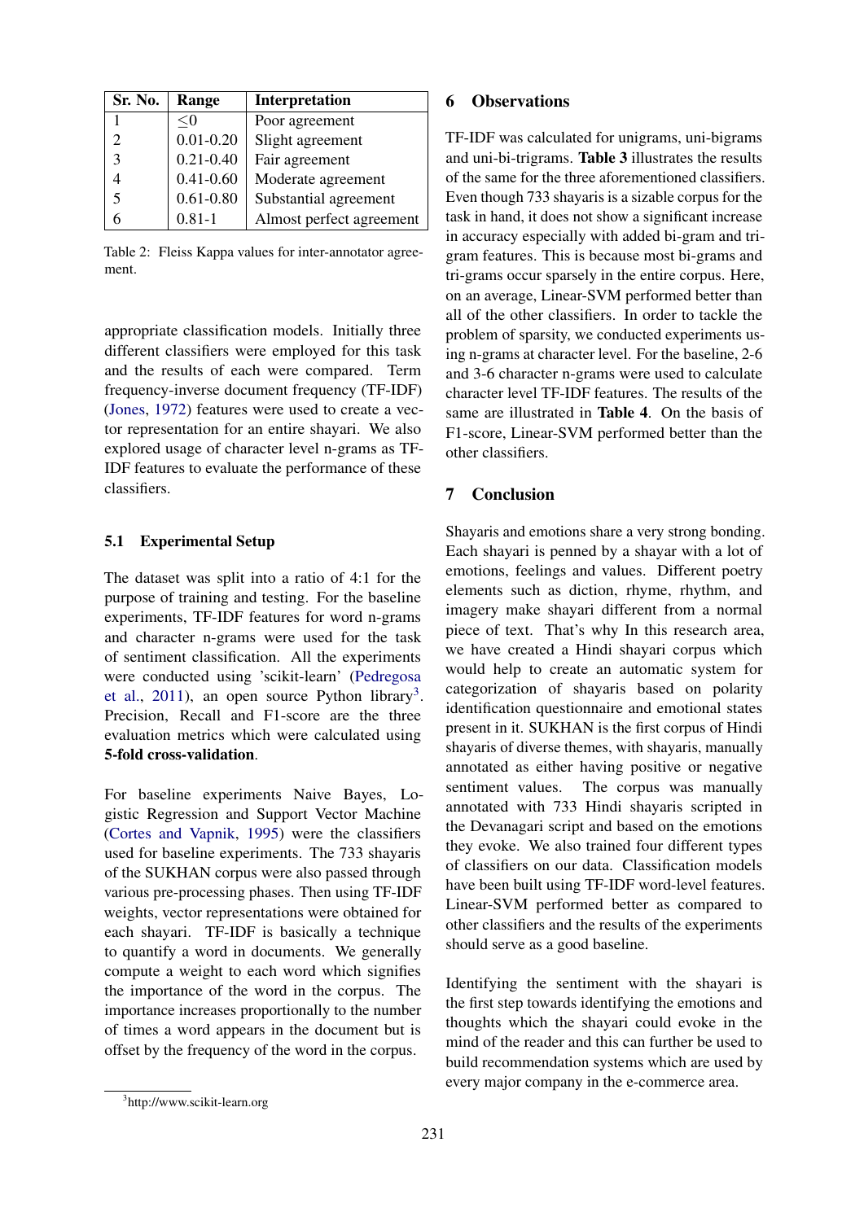| Sr. No. | Range | Interpretation |
|---|---|---|
| 1 | ≤0 | Poor agreement |
| 2 | 0.01-0.20 | Slight agreement |
| 3 | 0.21-0.40 | Fair agreement |
| 4 | 0.41-0.60 | Moderate agreement |
| 5 | 0.61-0.80 | Substantial agreement |
| 6 | 0.81-1 | Almost perfect agreement |

Table 2: Fleiss Kappa values for inter-annotator agreement.

appropriate classification models. Initially three different classifiers were employed for this task and the results of each were compared. Term frequency-inverse document frequency (TF-IDF) (Jones, 1972) features were used to create a vector representation for an entire shayari. We also explored usage of character level n-grams as TF-IDF features to evaluate the performance of these classifiers.

### 5.1 Experimental Setup

The dataset was split into a ratio of 4:1 for the purpose of training and testing. For the baseline experiments, TF-IDF features for word n-grams and character n-grams were used for the task of sentiment classification. All the experiments were conducted using 'scikit-learn' (Pedregosa et al., 2011), an open source Python library[3]. Precision, Recall and F1-score are the three evaluation metrics which were calculated using **5-fold cross-validation**.

For baseline experiments Naive Bayes, Logistic Regression and Support Vector Machine (Cortes and Vapnik, 1995) were the classifiers used for baseline experiments. The 733 shayaris of the SUKHAN corpus were also passed through various pre-processing phases. Then using TF-IDF weights, vector representations were obtained for each shayari. TF-IDF is basically a technique to quantify a word in documents. We generally compute a weight to each word which signifies the importance of the word in the corpus. The importance increases proportionally to the number of times a word appears in the document but is offset by the frequency of the word in the corpus.

[3]http://www.scikit-learn.org

## 6 Observations

TF-IDF was calculated for unigrams, uni-bigrams and uni-bi-trigrams. **Table 3** illustrates the results of the same for the three aforementioned classifiers. Even though 733 shayaris is a sizable corpus for the task in hand, it does not show a significant increase in accuracy especially with added bi-gram and tri-gram features. This is because most bi-grams and tri-grams occur sparsely in the entire corpus. Here, on an average, Linear-SVM performed better than all of the other classifiers. In order to tackle the problem of sparsity, we conducted experiments using n-grams at character level. For the baseline, 2-6 and 3-6 character n-grams were used to calculate character level TF-IDF features. The results of the same are illustrated in **Table 4**. On the basis of F1-score, Linear-SVM performed better than the other classifiers.

## 7 Conclusion

Shayaris and emotions share a very strong bonding. Each shayari is penned by a shayar with a lot of emotions, feelings and values. Different poetry elements such as diction, rhyme, rhythm, and imagery make shayari different from a normal piece of text. That's why In this research area, we have created a Hindi shayari corpus which would help to create an automatic system for categorization of shayaris based on polarity identification questionnaire and emotional states present in it. SUKHAN is the first corpus of Hindi shayaris of diverse themes, with shayaris, manually annotated as either having positive or negative sentiment values. The corpus was manually annotated with 733 Hindi shayaris scripted in the Devanagari script and based on the emotions they evoke. We also trained four different types of classifiers on our data. Classification models have been built using TF-IDF word-level features. Linear-SVM performed better as compared to other classifiers and the results of the experiments should serve as a good baseline.

Identifying the sentiment with the shayari is the first step towards identifying the emotions and thoughts which the shayari could evoke in the mind of the reader and this can further be used to build recommendation systems which are used by every major company in the e-commerce area.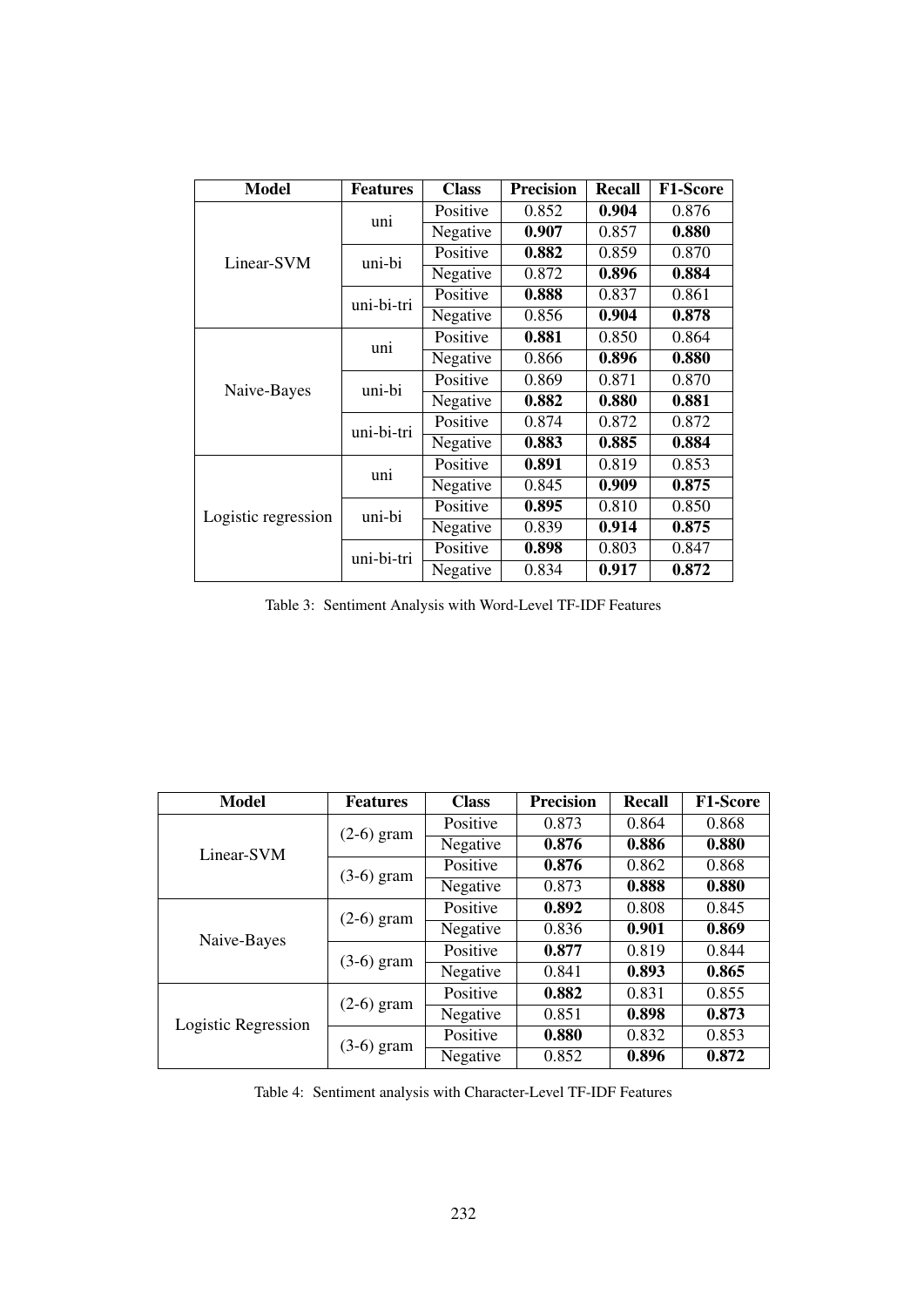| Model | Features | Class | Precision | Recall | F1-Score |
|---|---|---|---|---|---|
| Linear-SVM | uni | Positive | 0.852 | **0.904** | 0.876 |
| | | Negative | **0.907** | 0.857 | **0.880** |
| | uni-bi | Positive | **0.882** | 0.859 | 0.870 |
| | | Negative | 0.872 | **0.896** | **0.884** |
| | uni-bi-tri | Positive | **0.888** | 0.837 | 0.861 |
| | | Negative | 0.856 | **0.904** | **0.878** |
| Naive-Bayes | uni | Positive | **0.881** | 0.850 | 0.864 |
| | | Negative | 0.866 | **0.896** | **0.880** |
| | uni-bi | Positive | 0.869 | 0.871 | 0.870 |
| | | Negative | **0.882** | **0.880** | **0.881** |
| | uni-bi-tri | Positive | 0.874 | 0.872 | 0.872 |
| | | Negative | **0.883** | **0.885** | **0.884** |
| Logistic regression | uni | Positive | **0.891** | 0.819 | 0.853 |
| | | Negative | 0.845 | **0.909** | **0.875** |
| | uni-bi | Positive | **0.895** | 0.810 | 0.850 |
| | | Negative | 0.839 | **0.914** | **0.875** |
| | uni-bi-tri | Positive | **0.898** | 0.803 | 0.847 |
| | | Negative | 0.834 | **0.917** | **0.872** |

Table 3: Sentiment Analysis with Word-Level TF-IDF Features

| Model | Features | Class | Precision | Recall | F1-Score |
|---|---|---|---|---|---|
| Linear-SVM | (2-6) gram | Positive | 0.873 | 0.864 | 0.868 |
| | | Negative | **0.876** | **0.886** | **0.880** |
| | (3-6) gram | Positive | **0.876** | 0.862 | 0.868 |
| | | Negative | 0.873 | **0.888** | **0.880** |
| Naive-Bayes | (2-6) gram | Positive | **0.892** | 0.808 | 0.845 |
| | | Negative | 0.836 | **0.901** | **0.869** |
| | (3-6) gram | Positive | **0.877** | 0.819 | 0.844 |
| | | Negative | 0.841 | **0.893** | **0.865** |
| Logistic Regression | (2-6) gram | Positive | **0.882** | 0.831 | 0.855 |
| | | Negative | 0.851 | **0.898** | **0.873** |
| | (3-6) gram | Positive | **0.880** | 0.832 | 0.853 |
| | | Negative | 0.852 | **0.896** | **0.872** |

Table 4: Sentiment analysis with Character-Level TF-IDF Features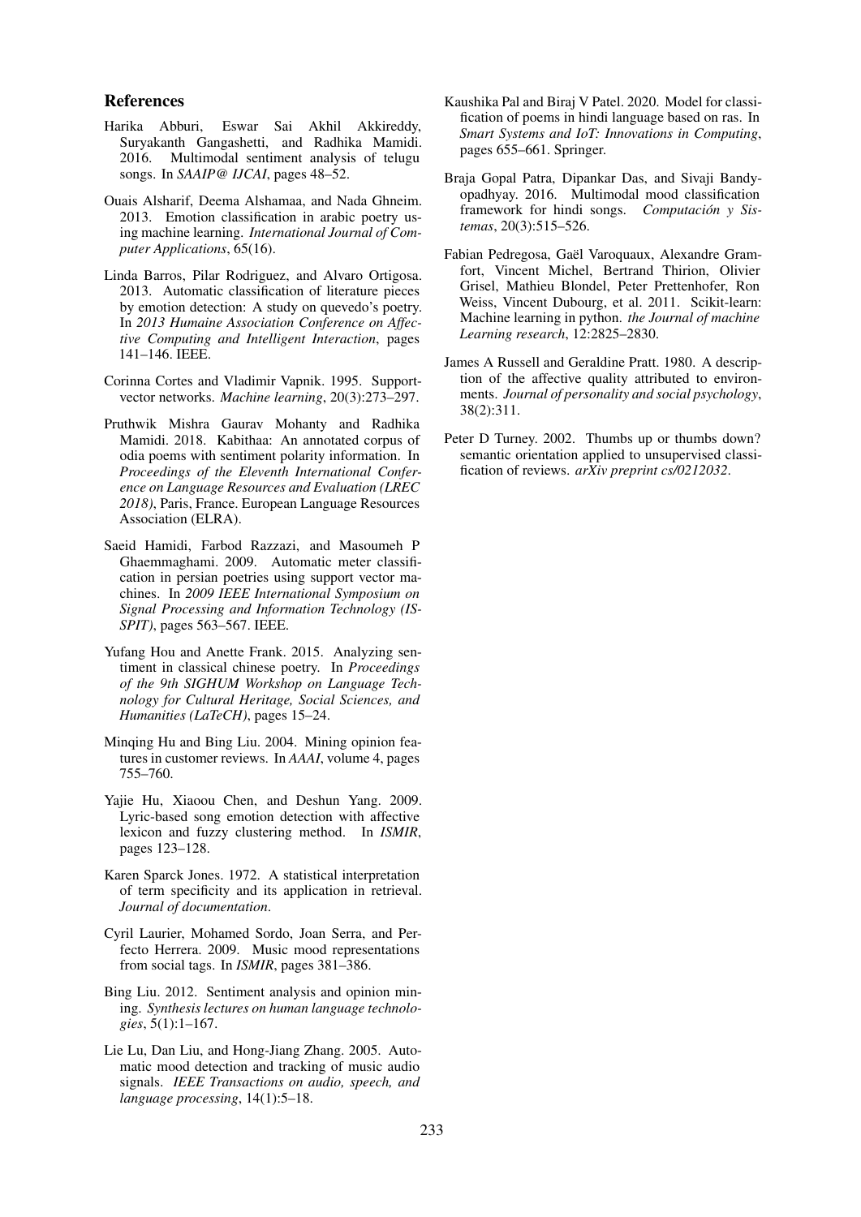## References

Harika Abburi, Eswar Sai Akhil Akkireddy, Suryakanth Gangashetti, and Radhika Mamidi. 2016. Multimodal sentiment analysis of telugu songs. In *SAAIP@ IJCAI*, pages 48–52.

Ouais Alsharif, Deema Alshamaa, and Nada Ghneim. 2013. Emotion classification in arabic poetry using machine learning. *International Journal of Computer Applications*, 65(16).

Linda Barros, Pilar Rodriguez, and Alvaro Ortigosa. 2013. Automatic classification of literature pieces by emotion detection: A study on quevedo's poetry. In *2013 Humaine Association Conference on Affective Computing and Intelligent Interaction*, pages 141–146. IEEE.

Corinna Cortes and Vladimir Vapnik. 1995. Support-vector networks. *Machine learning*, 20(3):273–297.

Pruthwik Mishra Gaurav Mohanty and Radhika Mamidi. 2018. Kabithaa: An annotated corpus of odia poems with sentiment polarity information. In *Proceedings of the Eleventh International Conference on Language Resources and Evaluation (LREC 2018)*, Paris, France. European Language Resources Association (ELRA).

Saeid Hamidi, Farbod Razzazi, and Masoumeh P Ghaemmaghami. 2009. Automatic meter classification in persian poetries using support vector machines. In *2009 IEEE International Symposium on Signal Processing and Information Technology (ISSPIT)*, pages 563–567. IEEE.

Yufang Hou and Anette Frank. 2015. Analyzing sentiment in classical chinese poetry. In *Proceedings of the 9th SIGHUM Workshop on Language Technology for Cultural Heritage, Social Sciences, and Humanities (LaTeCH)*, pages 15–24.

Minqing Hu and Bing Liu. 2004. Mining opinion features in customer reviews. In *AAAI*, volume 4, pages 755–760.

Yajie Hu, Xiaoou Chen, and Deshun Yang. 2009. Lyric-based song emotion detection with affective lexicon and fuzzy clustering method. In *ISMIR*, pages 123–128.

Karen Sparck Jones. 1972. A statistical interpretation of term specificity and its application in retrieval. *Journal of documentation*.

Cyril Laurier, Mohamed Sordo, Joan Serra, and Perfecto Herrera. 2009. Music mood representations from social tags. In *ISMIR*, pages 381–386.

Bing Liu. 2012. Sentiment analysis and opinion mining. *Synthesis lectures on human language technologies*, 5(1):1–167.

Lie Lu, Dan Liu, and Hong-Jiang Zhang. 2005. Automatic mood detection and tracking of music audio signals. *IEEE Transactions on audio, speech, and language processing*, 14(1):5–18.

Kaushika Pal and Biraj V Patel. 2020. Model for classification of poems in hindi language based on ras. In *Smart Systems and IoT: Innovations in Computing*, pages 655–661. Springer.

Braja Gopal Patra, Dipankar Das, and Sivaji Bandyopadhyay. 2016. Multimodal mood classification framework for hindi songs. *Computación y Sistemas*, 20(3):515–526.

Fabian Pedregosa, Gaël Varoquaux, Alexandre Gramfort, Vincent Michel, Bertrand Thirion, Olivier Grisel, Mathieu Blondel, Peter Prettenhofer, Ron Weiss, Vincent Dubourg, et al. 2011. Scikit-learn: Machine learning in python. *the Journal of machine Learning research*, 12:2825–2830.

James A Russell and Geraldine Pratt. 1980. A description of the affective quality attributed to environments. *Journal of personality and social psychology*, 38(2):311.

Peter D Turney. 2002. Thumbs up or thumbs down? semantic orientation applied to unsupervised classification of reviews. *arXiv preprint cs/0212032*.